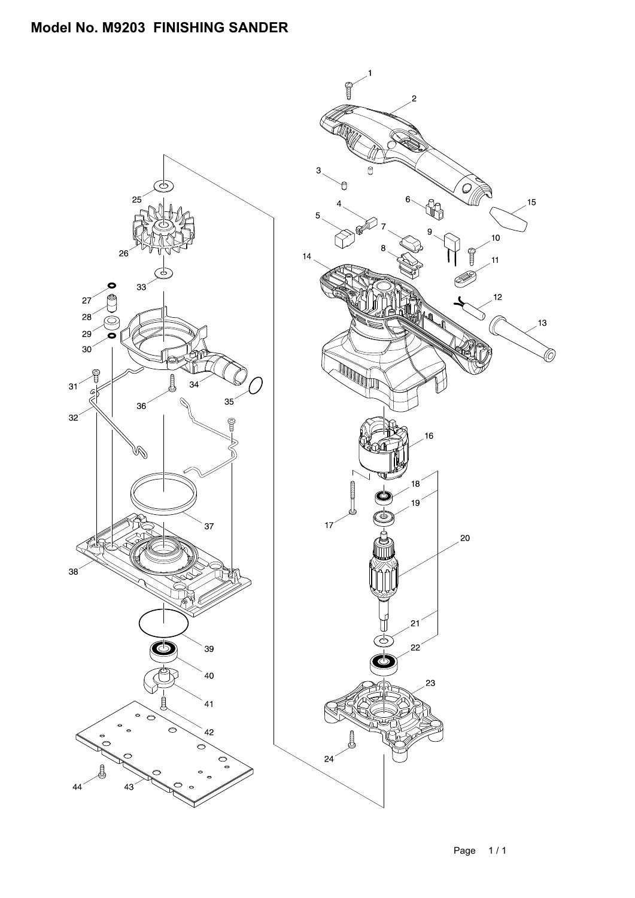# Model No. M9203 FINISHING SANDER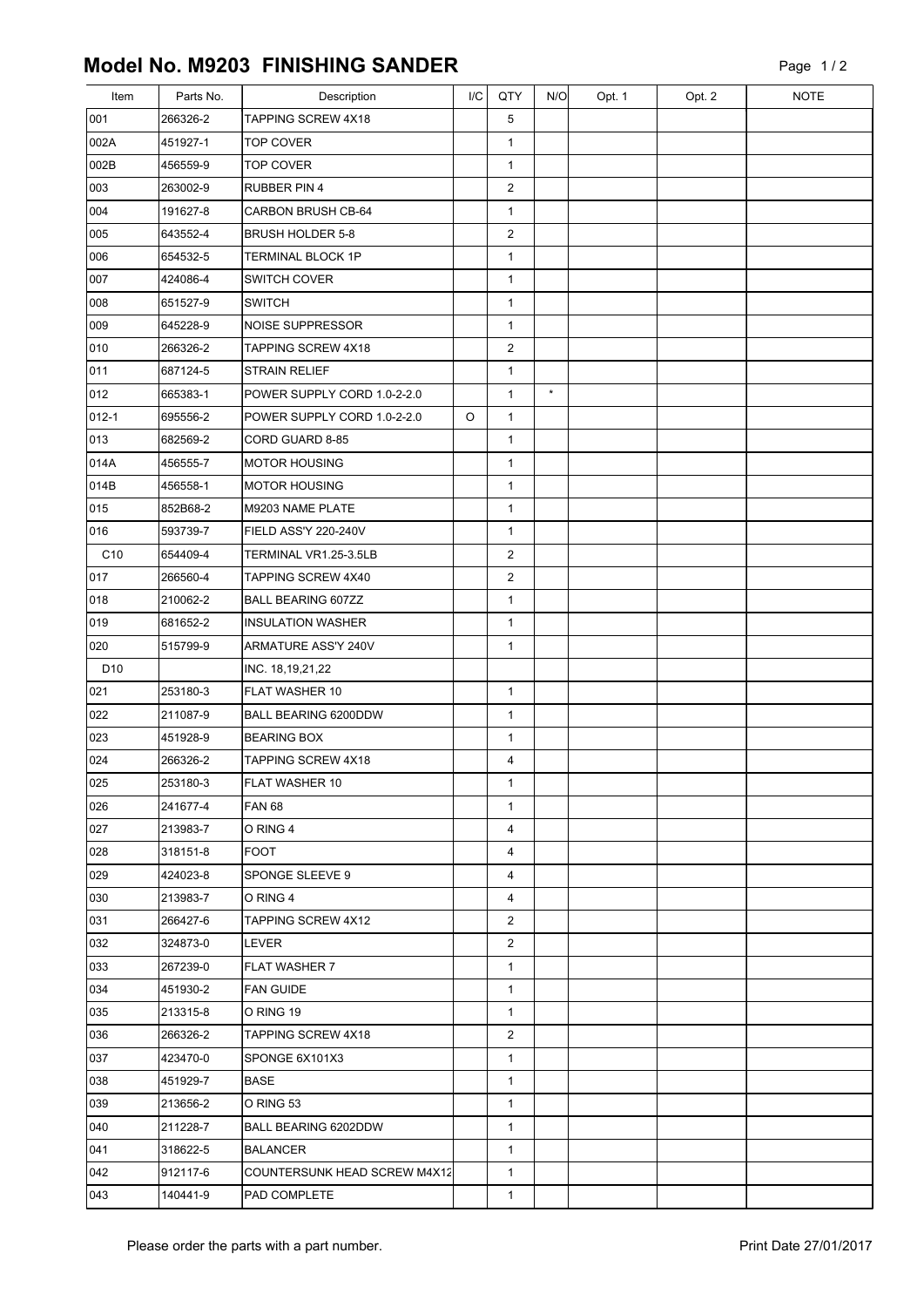# Model No. M9203 FINISHING SANDER

| Item | Parts No. | Description | I/C | QTY | N/O | Opt. 1 | Opt. 2 | NOTE |
|---|---|---|---|---|---|---|---|---|
| 001 | 266326-2 | TAPPING SCREW 4X18 | | 5 | | | | |
| 002A | 451927-1 | TOP COVER | | 1 | | | | |
| 002B | 456559-9 | TOP COVER | | 1 | | | | |
| 003 | 263002-9 | RUBBER PIN 4 | | 2 | | | | |
| 004 | 191627-8 | CARBON BRUSH CB-64 | | 1 | | | | |
| 005 | 643552-4 | BRUSH HOLDER 5-8 | | 2 | | | | |
| 006 | 654532-5 | TERMINAL BLOCK 1P | | 1 | | | | |
| 007 | 424086-4 | SWITCH COVER | | 1 | | | | |
| 008 | 651527-9 | SWITCH | | 1 | | | | |
| 009 | 645228-9 | NOISE SUPPRESSOR | | 1 | | | | |
| 010 | 266326-2 | TAPPING SCREW 4X18 | | 2 | | | | |
| 011 | 687124-5 | STRAIN RELIEF | | 1 | | | | |
| 012 | 665383-1 | POWER SUPPLY CORD 1.0-2-2.0 | | 1 | * | | | |
| 012-1 | 695556-2 | POWER SUPPLY CORD 1.0-2-2.0 | O | 1 | | | | |
| 013 | 682569-2 | CORD GUARD 8-85 | | 1 | | | | |
| 014A | 456555-7 | MOTOR HOUSING | | 1 | | | | |
| 014B | 456558-1 | MOTOR HOUSING | | 1 | | | | |
| 015 | 852B68-2 | M9203 NAME PLATE | | 1 | | | | |
| 016 | 593739-7 | FIELD ASS'Y 220-240V | | 1 | | | | |
| C10 | 654409-4 | TERMINAL VR1.25-3.5LB | | 2 | | | | |
| 017 | 266560-4 | TAPPING SCREW 4X40 | | 2 | | | | |
| 018 | 210062-2 | BALL BEARING 607ZZ | | 1 | | | | |
| 019 | 681652-2 | INSULATION WASHER | | 1 | | | | |
| 020 | 515799-9 | ARMATURE ASS'Y 240V | | 1 | | | | |
| D10 | | INC. 18,19,21,22 | | | | | | |
| 021 | 253180-3 | FLAT WASHER 10 | | 1 | | | | |
| 022 | 211087-9 | BALL BEARING 6200DDW | | 1 | | | | |
| 023 | 451928-9 | BEARING BOX | | 1 | | | | |
| 024 | 266326-2 | TAPPING SCREW 4X18 | | 4 | | | | |
| 025 | 253180-3 | FLAT WASHER 10 | | 1 | | | | |
| 026 | 241677-4 | FAN 68 | | 1 | | | | |
| 027 | 213983-7 | O RING 4 | | 4 | | | | |
| 028 | 318151-8 | FOOT | | 4 | | | | |
| 029 | 424023-8 | SPONGE SLEEVE 9 | | 4 | | | | |
| 030 | 213983-7 | O RING 4 | | 4 | | | | |
| 031 | 266427-6 | TAPPING SCREW 4X12 | | 2 | | | | |
| 032 | 324873-0 | LEVER | | 2 | | | | |
| 033 | 267239-0 | FLAT WASHER 7 | | 1 | | | | |
| 034 | 451930-2 | FAN GUIDE | | 1 | | | | |
| 035 | 213315-8 | O RING 19 | | 1 | | | | |
| 036 | 266326-2 | TAPPING SCREW 4X18 | | 2 | | | | |
| 037 | 423470-0 | SPONGE 6X101X3 | | 1 | | | | |
| 038 | 451929-7 | BASE | | 1 | | | | |
| 039 | 213656-2 | O RING 53 | | 1 | | | | |
| 040 | 211228-7 | BALL BEARING 6202DDW | | 1 | | | | |
| 041 | 318622-5 | BALANCER | | 1 | | | | |
| 042 | 912117-6 | COUNTERSUNK HEAD SCREW M4X12 | | 1 | | | | |
| 043 | 140441-9 | PAD COMPLETE | | 1 | | | | |

Please order the parts with a part number.

Print Date 27/01/2017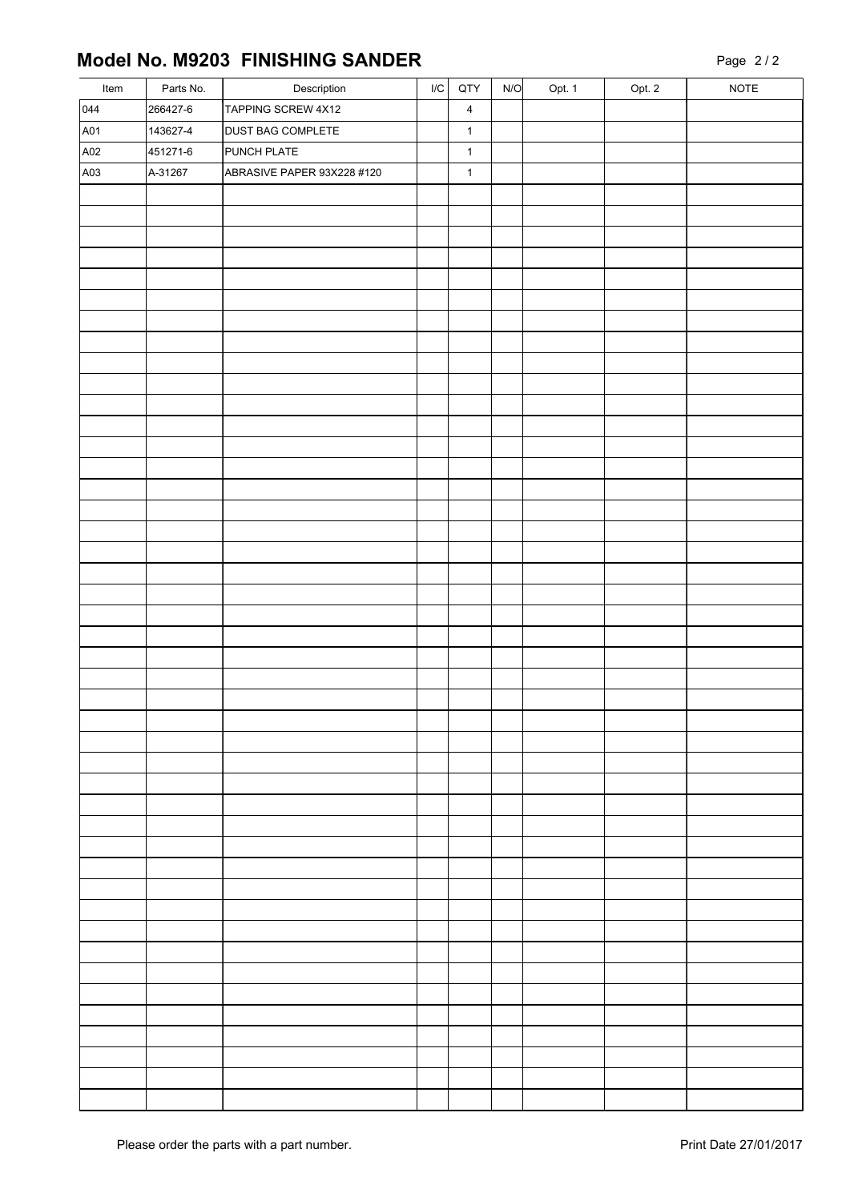# Model No. M9203 FINISHING SANDER

| Item | Parts No. | Description | I/C | QTY | N/O | Opt. 1 | Opt. 2 | NOTE |
|---|---|---|---|---|---|---|---|---|
| 044 | 266427-6 | TAPPING SCREW 4X12 | | 4 | | | | |
| A01 | 143627-4 | DUST BAG COMPLETE | | 1 | | | | |
| A02 | 451271-6 | PUNCH PLATE | | 1 | | | | |
| A03 | A-31267 | ABRASIVE PAPER 93X228 #120 | | 1 | | | | |

Please order the parts with a part number.

Print Date 27/01/2017